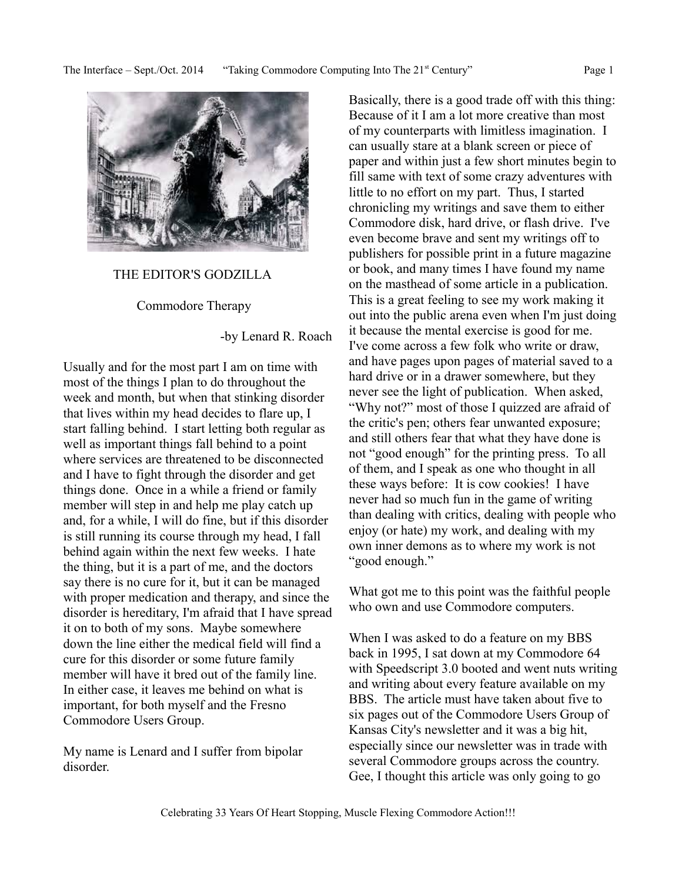## THE EDITOR'S GODZILLA

### Commodore Therapy

-by Lenard R. Roach

Usually and for the most part I am on time with most of the things I plan to do throughout the week and month, but when that stinking disorder that lives within my head decides to flare up, I start falling behind. I start letting both regular as well as important things fall behind to a point where services are threatened to be disconnected and I have to fight through the disorder and get things done. Once in a while a friend or family member will step in and help me play catch up and, for a while, I will do fine, but if this disorder is still running its course through my head, I fall behind again within the next few weeks. I hate the thing, but it is a part of me, and the doctors say there is no cure for it, but it can be managed with proper medication and therapy, and since the disorder is hereditary, I'm afraid that I have spread it on to both of my sons. Maybe somewhere down the line either the medical field will find a cure for this disorder or some future family member will have it bred out of the family line. In either case, it leaves me behind on what is important, for both myself and the Fresno Commodore Users Group.

My name is Lenard and I suffer from bipolar disorder.

Basically, there is a good trade off with this thing: Because of it I am a lot more creative than most of my counterparts with limitless imagination. I can usually stare at a blank screen or piece of paper and within just a few short minutes begin to fill same with text of some crazy adventures with little to no effort on my part. Thus, I started chronicling my writings and save them to either Commodore disk, hard drive, or flash drive. I've even become brave and sent my writings off to publishers for possible print in a future magazine or book, and many times I have found my name on the masthead of some article in a publication. This is a great feeling to see my work making it out into the public arena even when I'm just doing it because the mental exercise is good for me. I've come across a few folk who write or draw, and have pages upon pages of material saved to a hard drive or in a drawer somewhere, but they never see the light of publication. When asked, "Why not?" most of those I quizzed are afraid of the critic's pen; others fear unwanted exposure; and still others fear that what they have done is not "good enough" for the printing press. To all of them, and I speak as one who thought in all these ways before: It is cow cookies! I have never had so much fun in the game of writing than dealing with critics, dealing with people who enjoy (or hate) my work, and dealing with my own inner demons as to where my work is not "good enough."

What got me to this point was the faithful people who own and use Commodore computers.

When I was asked to do a feature on my BBS back in 1995, I sat down at my Commodore 64 with Speedscript 3.0 booted and went nuts writing and writing about every feature available on my BBS. The article must have taken about five to six pages out of the Commodore Users Group of Kansas City's newsletter and it was a big hit, especially since our newsletter was in trade with several Commodore groups across the country. Gee, I thought this article was only going to go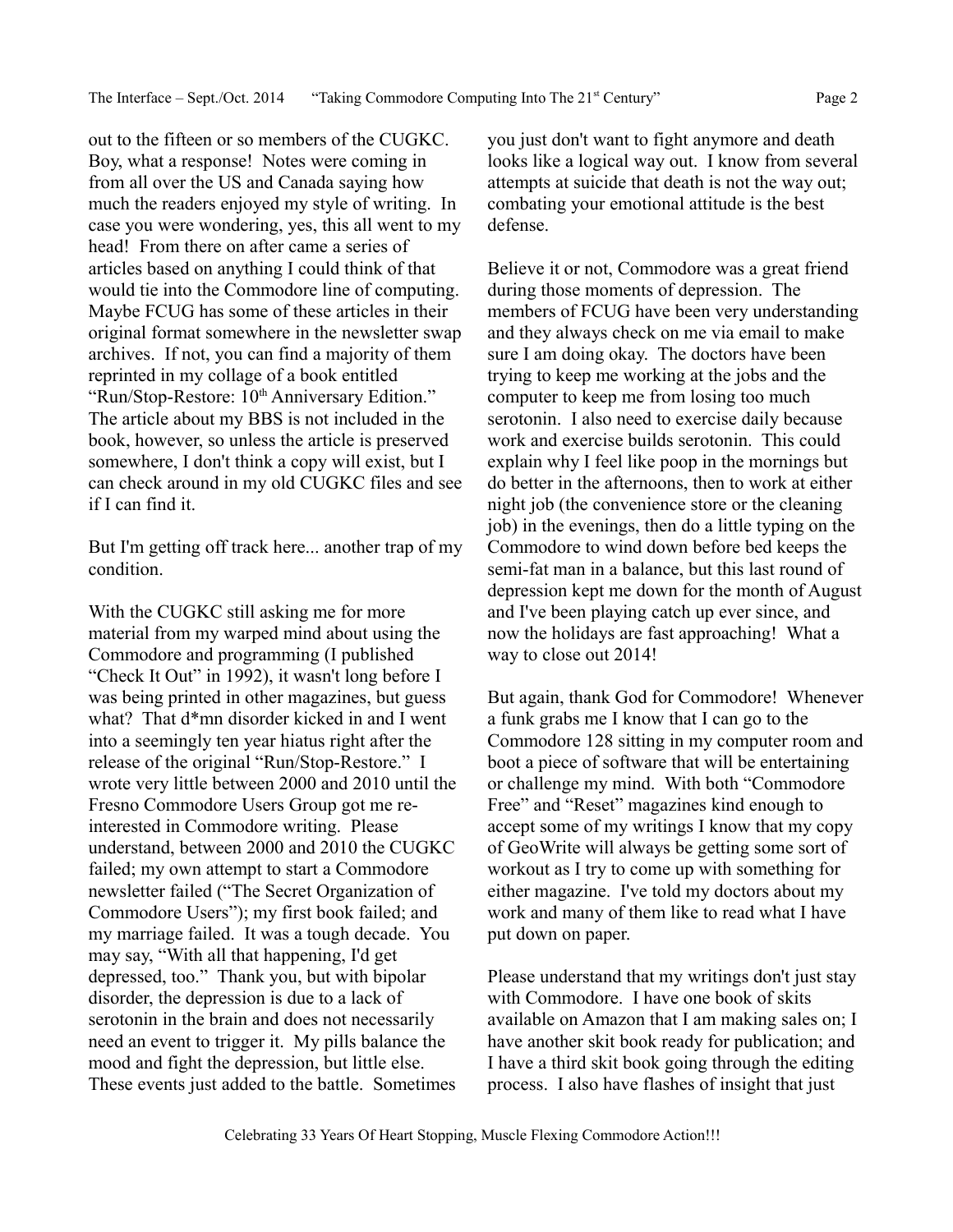out to the fifteen or so members of the CUGKC. Boy, what a response! Notes were coming in from all over the US and Canada saying how much the readers enjoyed my style of writing. In case you were wondering, yes, this all went to my head! From there on after came a series of articles based on anything I could think of that would tie into the Commodore line of computing. Maybe FCUG has some of these articles in their original format somewhere in the newsletter swap archives. If not, you can find a majority of them reprinted in my collage of a book entitled "Run/Stop-Restore: 10th Anniversary Edition." The article about my BBS is not included in the book, however, so unless the article is preserved somewhere, I don't think a copy will exist, but I can check around in my old CUGKC files and see if I can find it.

But I'm getting off track here... another trap of my condition.

With the CUGKC still asking me for more material from my warped mind about using the Commodore and programming (I published "Check It Out" in 1992), it wasn't long before I was being printed in other magazines, but guess what? That d*mn disorder kicked in and I went into a seemingly ten year hiatus right after the release of the original "Run/Stop-Restore." I wrote very little between 2000 and 2010 until the Fresno Commodore Users Group got me re-interested in Commodore writing. Please understand, between 2000 and 2010 the CUGKC failed; my own attempt to start a Commodore newsletter failed ("The Secret Organization of Commodore Users"); my first book failed; and my marriage failed. It was a tough decade. You may say, "With all that happening, I'd get depressed, too." Thank you, but with bipolar disorder, the depression is due to a lack of serotonin in the brain and does not necessarily need an event to trigger it. My pills balance the mood and fight the depression, but little else. These events just added to the battle. Sometimes you just don't want to fight anymore and death looks like a logical way out. I know from several attempts at suicide that death is not the way out; combating your emotional attitude is the best defense.

Believe it or not, Commodore was a great friend during those moments of depression. The members of FCUG have been very understanding and they always check on me via email to make sure I am doing okay. The doctors have been trying to keep me working at the jobs and the computer to keep me from losing too much serotonin. I also need to exercise daily because work and exercise builds serotonin. This could explain why I feel like poop in the mornings but do better in the afternoons, then to work at either night job (the convenience store or the cleaning job) in the evenings, then do a little typing on the Commodore to wind down before bed keeps the semi-fat man in a balance, but this last round of depression kept me down for the month of August and I've been playing catch up ever since, and now the holidays are fast approaching! What a way to close out 2014!

But again, thank God for Commodore! Whenever a funk grabs me I know that I can go to the Commodore 128 sitting in my computer room and boot a piece of software that will be entertaining or challenge my mind. With both "Commodore Free" and "Reset" magazines kind enough to accept some of my writings I know that my copy of GeoWrite will always be getting some sort of workout as I try to come up with something for either magazine. I've told my doctors about my work and many of them like to read what I have put down on paper.

Please understand that my writings don't just stay with Commodore. I have one book of skits available on Amazon that I am making sales on; I have another skit book ready for publication; and I have a third skit book going through the editing process. I also have flashes of insight that just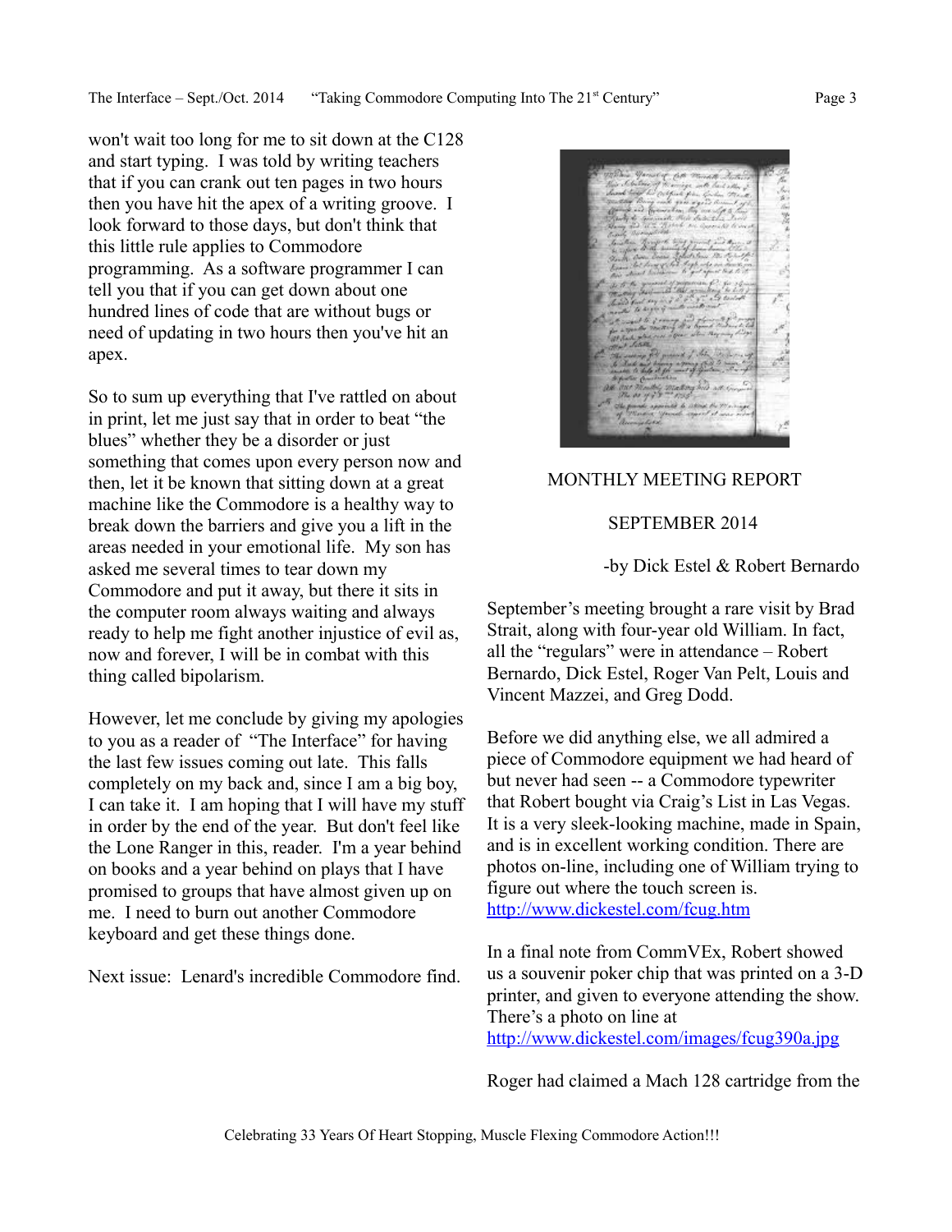won't wait too long for me to sit down at the C128 and start typing. I was told by writing teachers that if you can crank out ten pages in two hours then you have hit the apex of a writing groove. I look forward to those days, but don't think that this little rule applies to Commodore programming. As a software programmer I can tell you that if you can get down about one hundred lines of code that are without bugs or need of updating in two hours then you've hit an apex.

So to sum up everything that I've rattled on about in print, let me just say that in order to beat "the blues" whether they be a disorder or just something that comes upon every person now and then, let it be known that sitting down at a great machine like the Commodore is a healthy way to break down the barriers and give you a lift in the areas needed in your emotional life. My son has asked me several times to tear down my Commodore and put it away, but there it sits in the computer room always waiting and always ready to help me fight another injustice of evil as, now and forever, I will be in combat with this thing called bipolarism.

However, let me conclude by giving my apologies to you as a reader of "The Interface" for having the last few issues coming out late. This falls completely on my back and, since I am a big boy, I can take it. I am hoping that I will have my stuff in order by the end of the year. But don't feel like the Lone Ranger in this, reader. I'm a year behind on books and a year behind on plays that I have promised to groups that have almost given up on me. I need to burn out another Commodore keyboard and get these things done.

Next issue: Lenard's incredible Commodore find.

## MONTHLY MEETING REPORT

## SEPTEMBER 2014

-by Dick Estel & Robert Bernardo

September's meeting brought a rare visit by Brad Strait, along with four-year old William. In fact, all the "regulars" were in attendance – Robert Bernardo, Dick Estel, Roger Van Pelt, Louis and Vincent Mazzei, and Greg Dodd.

Before we did anything else, we all admired a piece of Commodore equipment we had heard of but never had seen -- a Commodore typewriter that Robert bought via Craig's List in Las Vegas. It is a very sleek-looking machine, made in Spain, and is in excellent working condition. There are photos on-line, including one of William trying to figure out where the touch screen is. http://www.dickestel.com/fcug.htm

In a final note from CommVEx, Robert showed us a souvenir poker chip that was printed on a 3-D printer, and given to everyone attending the show. There's a photo on line at http://www.dickestel.com/images/fcug390a.jpg

Roger had claimed a Mach 128 cartridge from the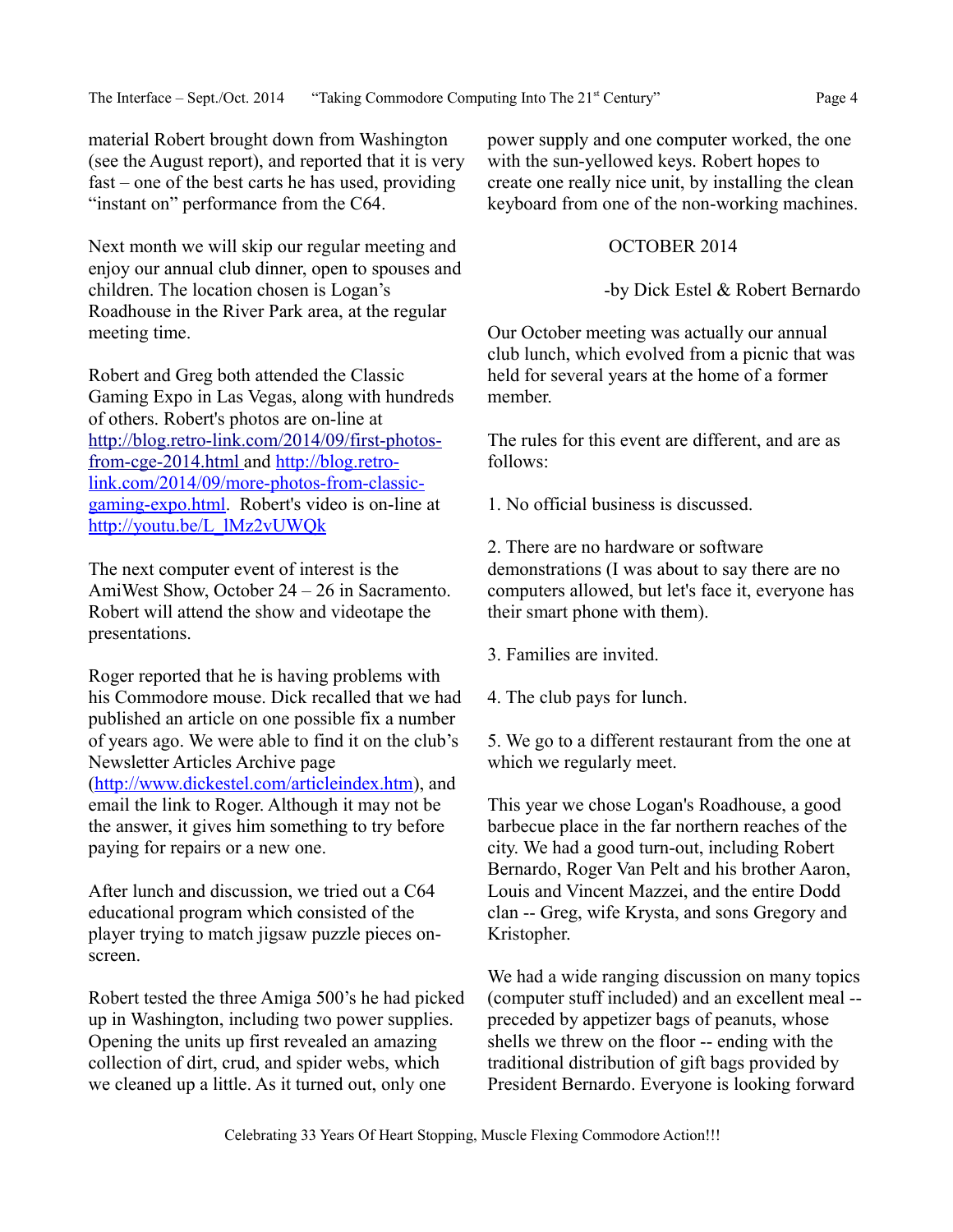material Robert brought down from Washington (see the August report), and reported that it is very fast – one of the best carts he has used, providing "instant on" performance from the C64.

Next month we will skip our regular meeting and enjoy our annual club dinner, open to spouses and children. The location chosen is Logan's Roadhouse in the River Park area, at the regular meeting time.

Robert and Greg both attended the Classic Gaming Expo in Las Vegas, along with hundreds of others. Robert's photos are on-line at [http://blog.retro-link.com/2014/09/first-photos-from-cge-2014.html](http://blog.retro-link.com/2014/09/first-photos-from-cge-2014.html) and [http://blog.retro-link.com/2014/09/more-photos-from-classic-gaming-expo.html](http://blog.retro-link.com/2014/09/more-photos-from-classic-gaming-expo.html). Robert's video is on-line at [http://youtu.be/L_lMz2vUWQk](http://youtu.be/L_lMz2vUWQk)

The next computer event of interest is the AmiWest Show, October 24 – 26 in Sacramento. Robert will attend the show and videotape the presentations.

Roger reported that he is having problems with his Commodore mouse. Dick recalled that we had published an article on one possible fix a number of years ago. We were able to find it on the club's Newsletter Articles Archive page ([http://www.dickestel.com/articleindex.htm](http://www.dickestel.com/articleindex.htm)), and email the link to Roger. Although it may not be the answer, it gives him something to try before paying for repairs or a new one.

After lunch and discussion, we tried out a C64 educational program which consisted of the player trying to match jigsaw puzzle pieces on-screen.

Robert tested the three Amiga 500's he had picked up in Washington, including two power supplies. Opening the units up first revealed an amazing collection of dirt, crud, and spider webs, which we cleaned up a little. As it turned out, only one power supply and one computer worked, the one with the sun-yellowed keys. Robert hopes to create one really nice unit, by installing the clean keyboard from one of the non-working machines.

## OCTOBER 2014

-by Dick Estel & Robert Bernardo

Our October meeting was actually our annual club lunch, which evolved from a picnic that was held for several years at the home of a former member.

The rules for this event are different, and are as follows:

1. No official business is discussed.

2. There are no hardware or software demonstrations (I was about to say there are no computers allowed, but let's face it, everyone has their smart phone with them).

3. Families are invited.

4. The club pays for lunch.

5. We go to a different restaurant from the one at which we regularly meet.

This year we chose Logan's Roadhouse, a good barbecue place in the far northern reaches of the city. We had a good turn-out, including Robert Bernardo, Roger Van Pelt and his brother Aaron, Louis and Vincent Mazzei, and the entire Dodd clan -- Greg, wife Krysta, and sons Gregory and Kristopher.

We had a wide ranging discussion on many topics (computer stuff included) and an excellent meal -- preceded by appetizer bags of peanuts, whose shells we threw on the floor -- ending with the traditional distribution of gift bags provided by President Bernardo. Everyone is looking forward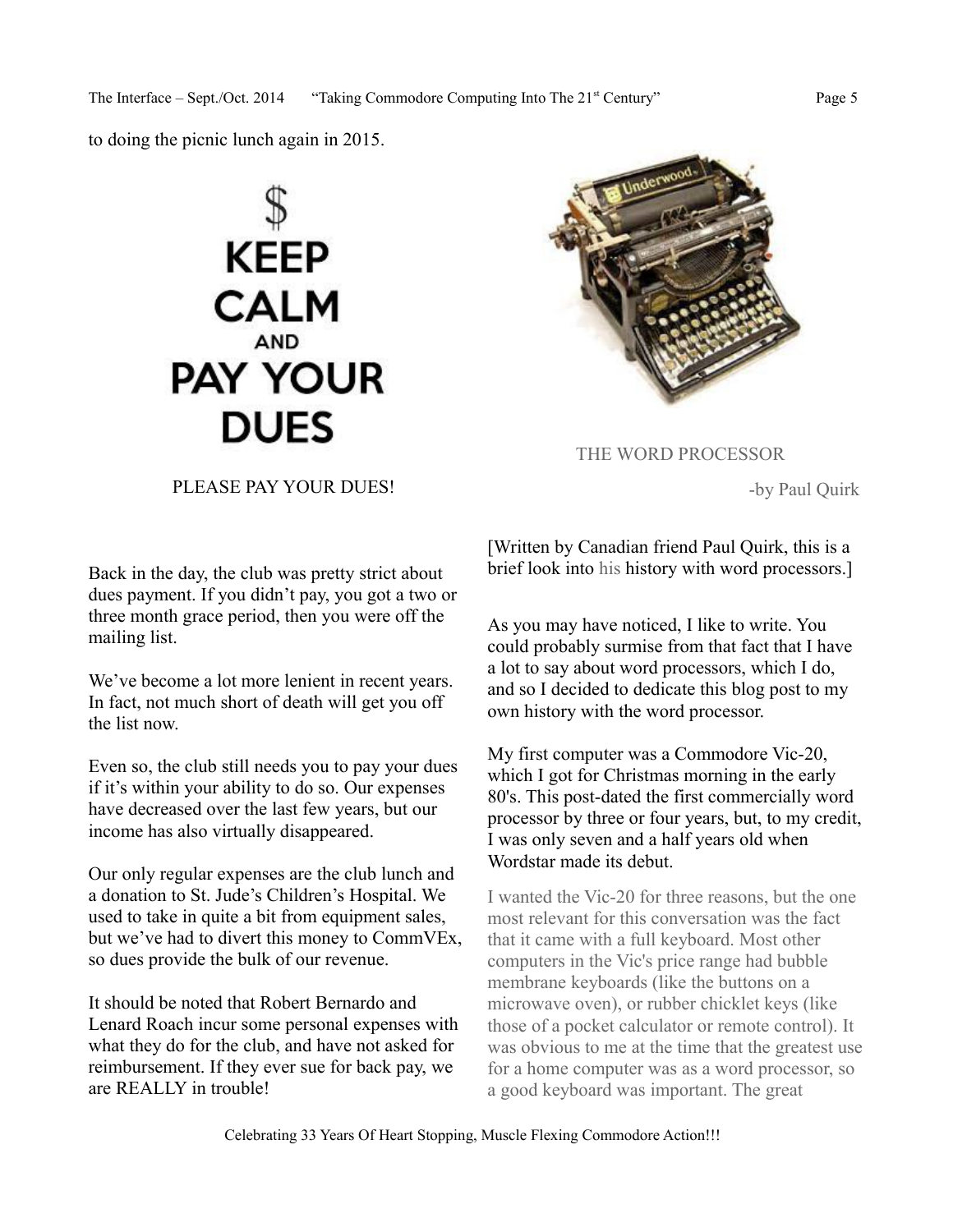to doing the picnic lunch again in 2015.

PLEASE PAY YOUR DUES!

Back in the day, the club was pretty strict about dues payment. If you didn't pay, you got a two or three month grace period, then you were off the mailing list.

We've become a lot more lenient in recent years. In fact, not much short of death will get you off the list now.

Even so, the club still needs you to pay your dues if it's within your ability to do so. Our expenses have decreased over the last few years, but our income has also virtually disappeared.

Our only regular expenses are the club lunch and a donation to St. Jude's Children's Hospital. We used to take in quite a bit from equipment sales, but we've had to divert this money to CommVEx, so dues provide the bulk of our revenue.

It should be noted that Robert Bernardo and Lenard Roach incur some personal expenses with what they do for the club, and have not asked for reimbursement. If they ever sue for back pay, we are REALLY in trouble!

## THE WORD PROCESSOR

-by Paul Quirk

[Written by Canadian friend Paul Quirk, this is a brief look into his history with word processors.]

As you may have noticed, I like to write. You could probably surmise from that fact that I have a lot to say about word processors, which I do, and so I decided to dedicate this blog post to my own history with the word processor.

My first computer was a Commodore Vic-20, which I got for Christmas morning in the early 80's. This post-dated the first commercially word processor by three or four years, but, to my credit, I was only seven and a half years old when Wordstar made its debut.

I wanted the Vic-20 for three reasons, but the one most relevant for this conversation was the fact that it came with a full keyboard. Most other computers in the Vic's price range had bubble membrane keyboards (like the buttons on a microwave oven), or rubber chicklet keys (like those of a pocket calculator or remote control). It was obvious to me at the time that the greatest use for a home computer was as a word processor, so a good keyboard was important. The great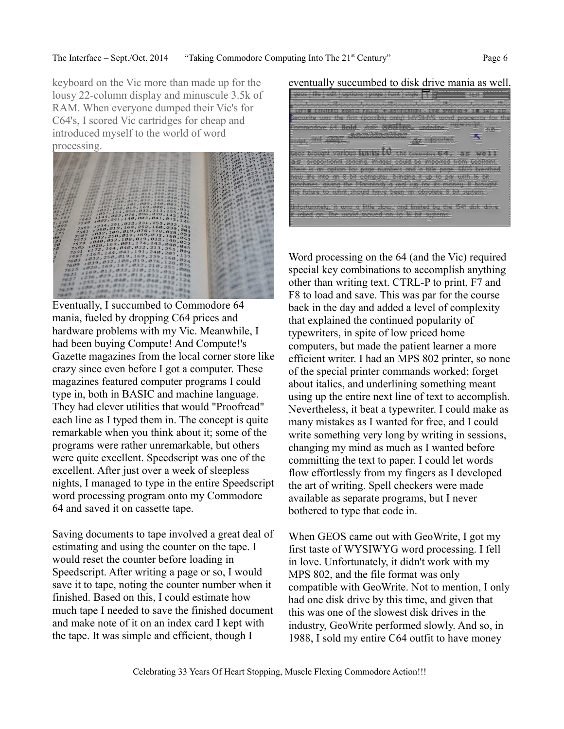keyboard on the Vic more than made up for the lousy 22-column display and minuscule 3.5k of RAM. When everyone dumped their Vic's for C64's, I scored Vic cartridges for cheap and introduced myself to the world of word processing.

Eventually, I succumbed to Commodore 64 mania, fueled by dropping C64 prices and hardware problems with my Vic. Meanwhile, I had been buying Compute! And Compute!'s Gazette magazines from the local corner store like crazy since even before I got a computer. These magazines featured computer programs I could type in, both in BASIC and machine language. They had clever utilities that would "Proofread" each line as I typed them in. The concept is quite remarkable when you think about it; some of the programs were rather unremarkable, but others were quite excellent. Speedscript was one of the excellent. After just over a week of sleepless nights, I managed to type in the entire Speedscript word processing program onto my Commodore 64 and saved it on cassette tape.

Saving documents to tape involved a great deal of estimating and using the counter on the tape. I would reset the counter before loading in Speedscript. After writing a page or so, I would save it to tape, noting the counter number when it finished. Based on this, I could estimate how much tape I needed to save the finished document and make note of it on an index card I kept with the tape. It was simple and efficient, though I eventually succumbed to disk drive mania as well.

Word processing on the 64 (and the Vic) required special key combinations to accomplish anything other than writing text. CTRL-P to print, F7 and F8 to load and save. This was par for the course back in the day and added a level of complexity that explained the continued popularity of typewriters, in spite of low priced home computers, but made the patient learner a more efficient writer. I had an MPS 802 printer, so none of the special printer commands worked; forget about italics, and underlining something meant using up the entire next line of text to accomplish. Nevertheless, it beat a typewriter. I could make as many mistakes as I wanted for free, and I could write something very long by writing in sessions, changing my mind as much as I wanted before committing the text to paper. I could let words flow effortlessly from my fingers as I developed the art of writing. Spell checkers were made available as separate programs, but I never bothered to type that code in.

When GEOS came out with GeoWrite, I got my first taste of WYSIWYG word processing. I fell in love. Unfortunately, it didn't work with my MPS 802, and the file format was only compatible with GeoWrite. Not to mention, I only had one disk drive by this time, and given that this was one of the slowest disk drives in the industry, GeoWrite performed slowly. And so, in 1988, I sold my entire C64 outfit to have money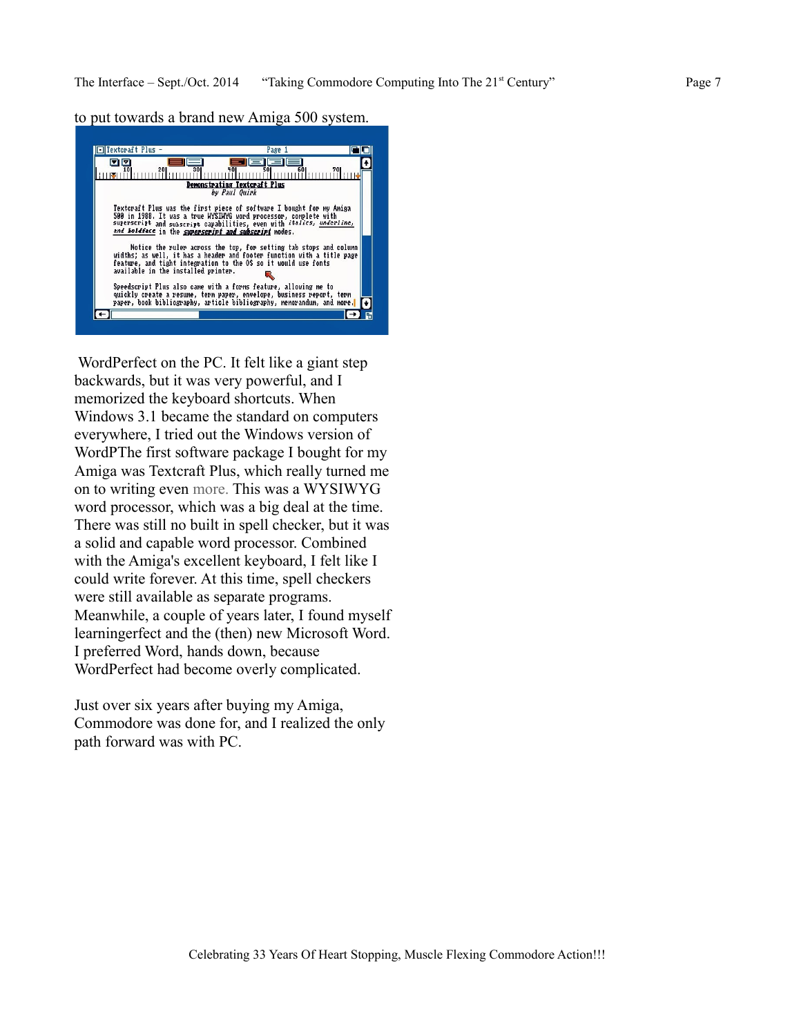to put towards a brand new Amiga 500 system.

WordPerfect on the PC. It felt like a giant step backwards, but it was very powerful, and I memorized the keyboard shortcuts. When Windows 3.1 became the standard on computers everywhere, I tried out the Windows version of WordPThe first software package I bought for my Amiga was Textcraft Plus, which really turned me on to writing even more. This was a WYSIWYG word processor, which was a big deal at the time. There was still no built in spell checker, but it was a solid and capable word processor. Combined with the Amiga's excellent keyboard, I felt like I could write forever. At this time, spell checkers were still available as separate programs. Meanwhile, a couple of years later, I found myself learningerfect and the (then) new Microsoft Word. I preferred Word, hands down, because WordPerfect had become overly complicated.

Just over six years after buying my Amiga, Commodore was done for, and I realized the only path forward was with PC.